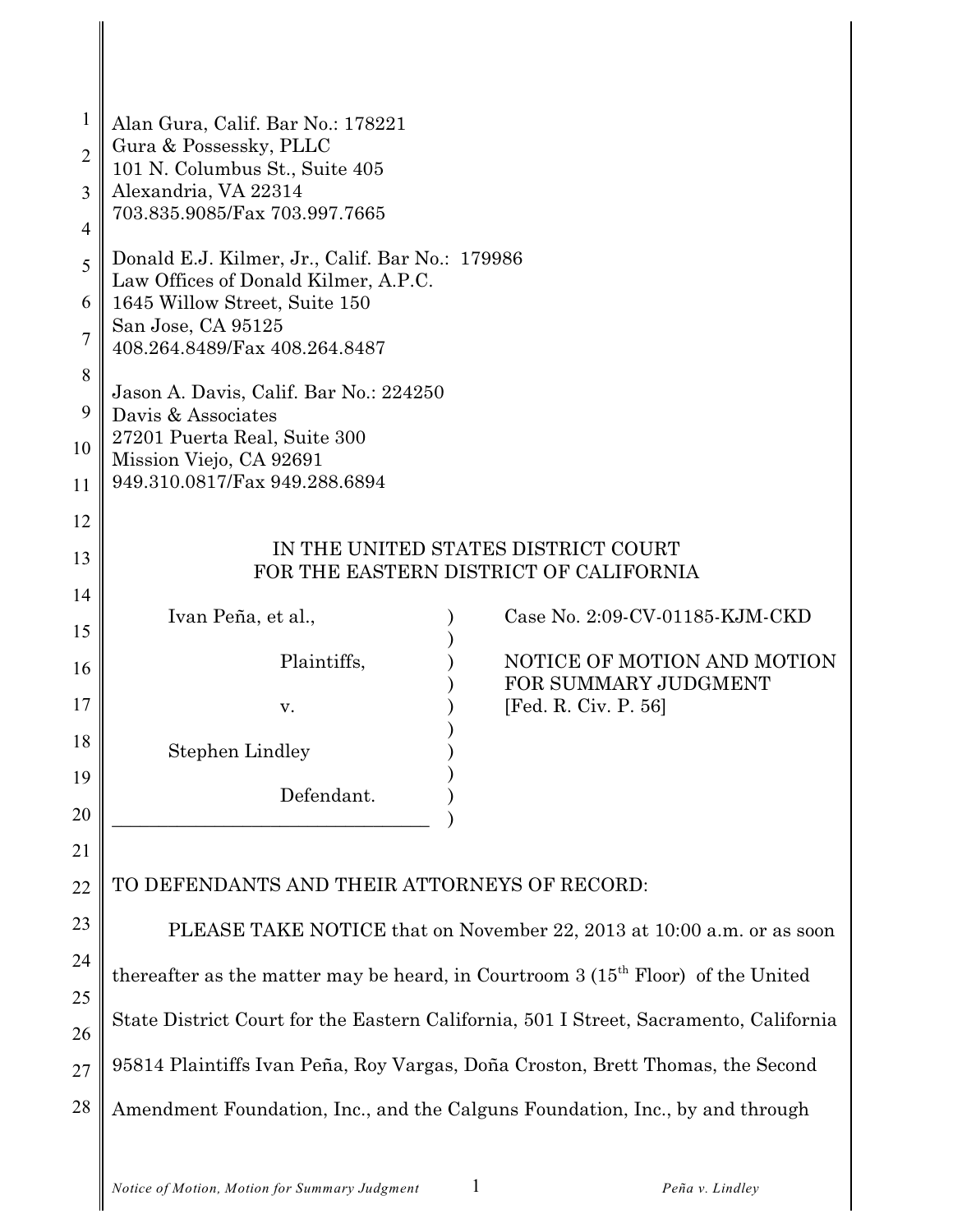Alan Gura, Calif. Bar No.: 178221
Gura & Possessky, PLLC
101 N. Columbus St., Suite 405
Alexandria, VA 22314
703.835.9085/Fax 703.997.7665

Donald E.J. Kilmer, Jr., Calif. Bar No.: 179986
Law Offices of Donald Kilmer, A.P.C.
1645 Willow Street, Suite 150
San Jose, CA 95125
408.264.8489/Fax 408.264.8487

Jason A. Davis, Calif. Bar No.: 224250
Davis & Associates
27201 Puerta Real, Suite 300
Mission Viejo, CA 92691
949.310.0817/Fax 949.288.6894

IN THE UNITED STATES DISTRICT COURT
FOR THE EASTERN DISTRICT OF CALIFORNIA

| | |
|---|---|
| Ivan Peña, et al.,<br><br>Plaintiffs,<br><br>v.<br><br>Stephen Lindley<br><br>Defendant. | Case No. 2:09-CV-01185-KJM-CKD<br><br>NOTICE OF MOTION AND MOTION FOR SUMMARY JUDGMENT<br>[Fed. R. Civ. P. 56] |

TO DEFENDANTS AND THEIR ATTORNEYS OF RECORD:

PLEASE TAKE NOTICE that on November 22, 2013 at 10:00 a.m. or as soon thereafter as the matter may be heard, in Courtroom 3 (15th Floor) of the United State District Court for the Eastern California, 501 I Street, Sacramento, California 95814 Plaintiffs Ivan Peña, Roy Vargas, Doña Croston, Brett Thomas, the Second Amendment Foundation, Inc., and the Calguns Foundation, Inc., by and through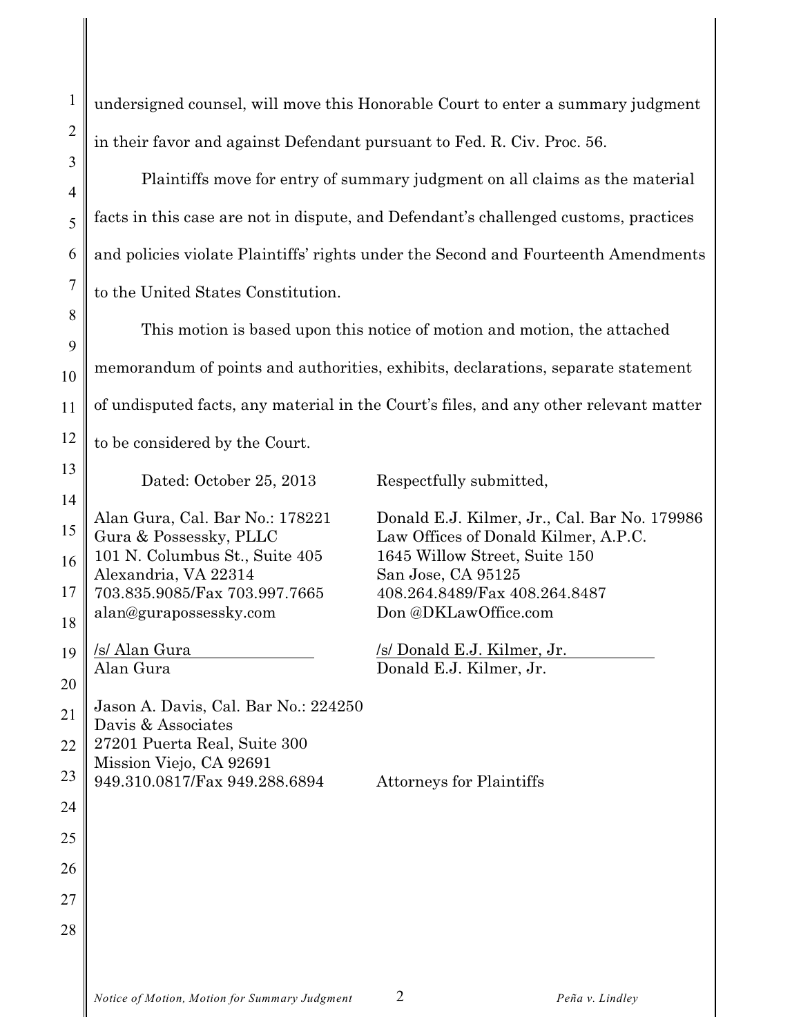undersigned counsel, will move this Honorable Court to enter a summary judgment in their favor and against Defendant pursuant to Fed. R. Civ. Proc. 56.

Plaintiffs move for entry of summary judgment on all claims as the material facts in this case are not in dispute, and Defendant's challenged customs, practices and policies violate Plaintiffs' rights under the Second and Fourteenth Amendments to the United States Constitution.

This motion is based upon this notice of motion and motion, the attached memorandum of points and authorities, exhibits, declarations, separate statement of undisputed facts, any material in the Court's files, and any other relevant matter to be considered by the Court.

Dated: October 25, 2013

Respectfully submitted,

Alan Gura, Cal. Bar No.: 178221
Gura & Possessky, PLLC
101 N. Columbus St., Suite 405
Alexandria, VA 22314
703.835.9085/Fax 703.997.7665
alan@gurapossessky.com

/s/ Alan Gura
Alan Gura

Donald E.J. Kilmer, Jr., Cal. Bar No. 179986
Law Offices of Donald Kilmer, A.P.C.
1645 Willow Street, Suite 150
San Jose, CA 95125
408.264.8489/Fax 408.264.8487
Don @DKLawOffice.com

/s/ Donald E.J. Kilmer, Jr.
Donald E.J. Kilmer, Jr.

Jason A. Davis, Cal. Bar No.: 224250
Davis & Associates
27201 Puerta Real, Suite 300
Mission Viejo, CA 92691
949.310.0817/Fax 949.288.6894

Attorneys for Plaintiffs